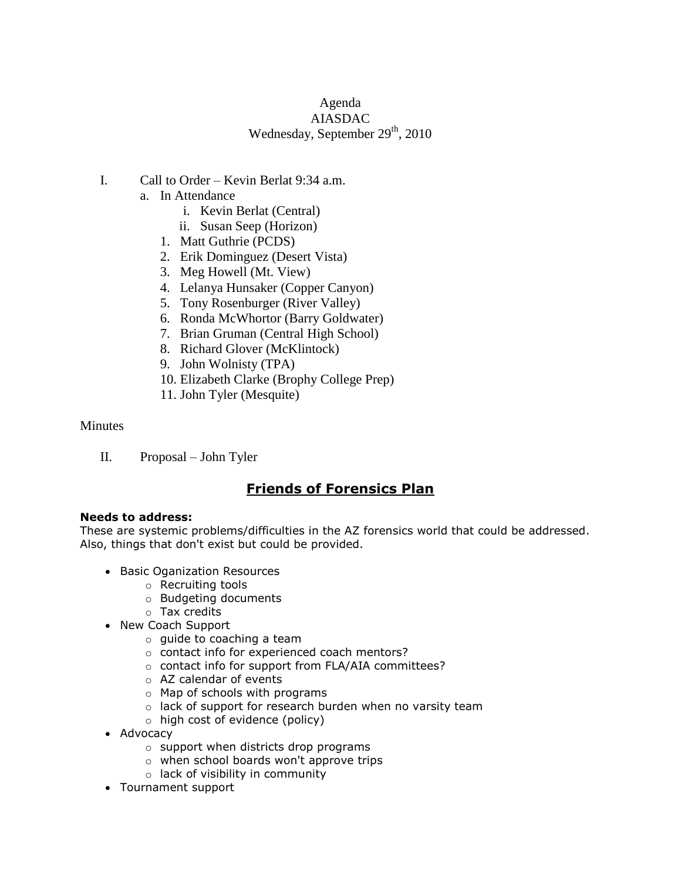Agenda
AIASDAC
Wednesday, September 29th, 2010

I. Call to Order – Kevin Berlat 9:34 a.m.
   a. In Attendance
      i. Kevin Berlat (Central)
      ii. Susan Seep (Horizon)
   1. Matt Guthrie (PCDS)
   2. Erik Dominguez (Desert Vista)
   3. Meg Howell (Mt. View)
   4. Lelanya Hunsaker (Copper Canyon)
   5. Tony Rosenburger (River Valley)
   6. Ronda McWhortor (Barry Goldwater)
   7. Brian Gruman (Central High School)
   8. Richard Glover (McKlintock)
   9. John Wolnisty (TPA)
   10. Elizabeth Clarke (Brophy College Prep)
   11. John Tyler (Mesquite)

Minutes

II. Proposal – John Tyler

## Friends of Forensics Plan

**Needs to address:**
These are systemic problems/difficulties in the AZ forensics world that could be addressed. Also, things that don't exist but could be provided.

- Basic Oganization Resources
  - Recruiting tools
  - Budgeting documents
  - Tax credits
- New Coach Support
  - guide to coaching a team
  - contact info for experienced coach mentors?
  - contact info for support from FLA/AIA committees?
  - AZ calendar of events
  - Map of schools with programs
  - lack of support for research burden when no varsity team
  - high cost of evidence (policy)
- Advocacy
  - support when districts drop programs
  - when school boards won't approve trips
  - lack of visibility in community
- Tournament support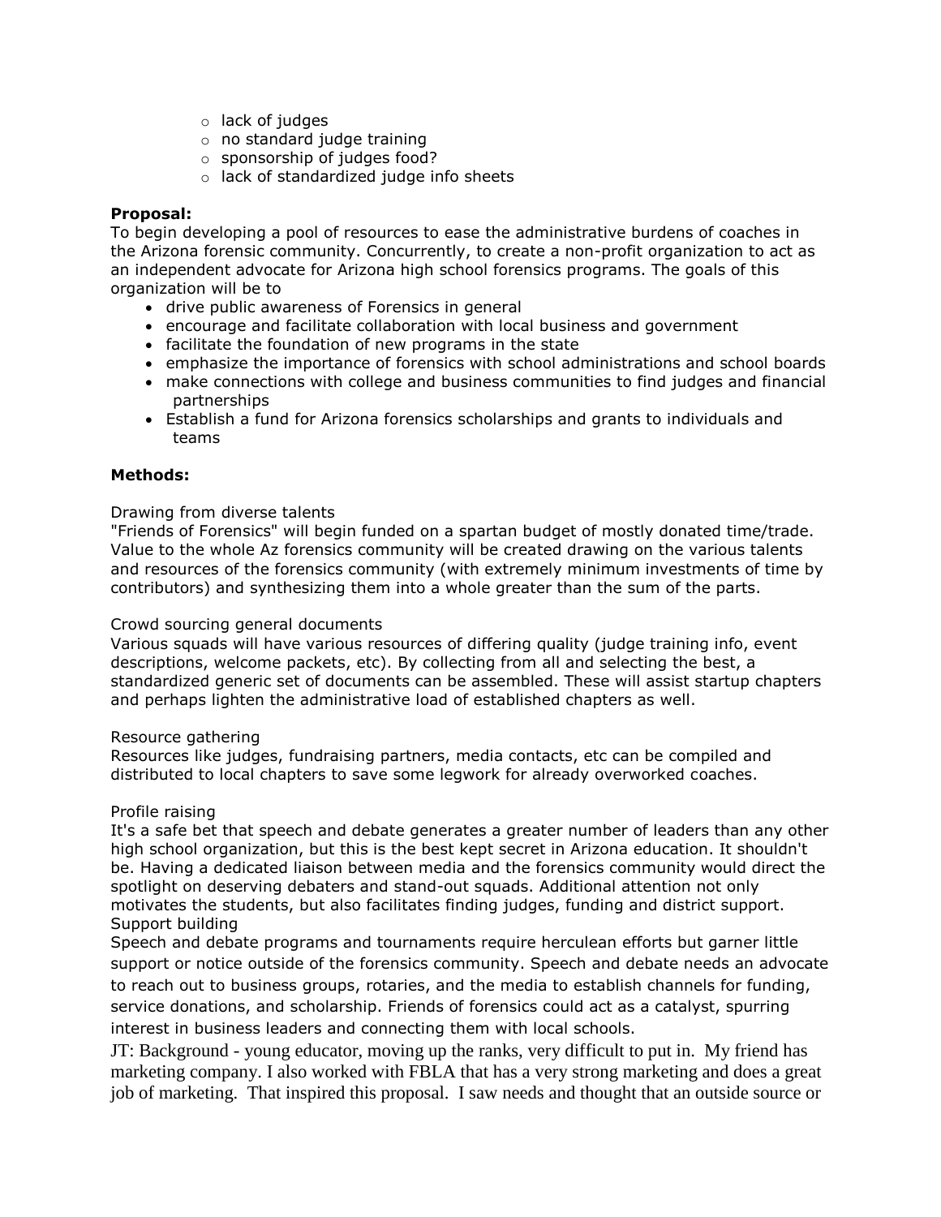- lack of judges
- no standard judge training
- sponsorship of judges food?
- lack of standardized judge info sheets

**Proposal:**
To begin developing a pool of resources to ease the administrative burdens of coaches in the Arizona forensic community. Concurrently, to create a non-profit organization to act as an independent advocate for Arizona high school forensics programs. The goals of this organization will be to

- drive public awareness of Forensics in general
- encourage and facilitate collaboration with local business and government
- facilitate the foundation of new programs in the state
- emphasize the importance of forensics with school administrations and school boards
- make connections with college and business communities to find judges and financial partnerships
- Establish a fund for Arizona forensics scholarships and grants to individuals and teams

**Methods:**

Drawing from diverse talents
"Friends of Forensics" will begin funded on a spartan budget of mostly donated time/trade. Value to the whole Az forensics community will be created drawing on the various talents and resources of the forensics community (with extremely minimum investments of time by contributors) and synthesizing them into a whole greater than the sum of the parts.

Crowd sourcing general documents
Various squads will have various resources of differing quality (judge training info, event descriptions, welcome packets, etc). By collecting from all and selecting the best, a standardized generic set of documents can be assembled. These will assist startup chapters and perhaps lighten the administrative load of established chapters as well.

Resource gathering
Resources like judges, fundraising partners, media contacts, etc can be compiled and distributed to local chapters to save some legwork for already overworked coaches.

Profile raising
It's a safe bet that speech and debate generates a greater number of leaders than any other high school organization, but this is the best kept secret in Arizona education. It shouldn't be. Having a dedicated liaison between media and the forensics community would direct the spotlight on deserving debaters and stand-out squads. Additional attention not only motivates the students, but also facilitates finding judges, funding and district support.

Support building
Speech and debate programs and tournaments require herculean efforts but garner little support or notice outside of the forensics community. Speech and debate needs an advocate to reach out to business groups, rotaries, and the media to establish channels for funding, service donations, and scholarship. Friends of forensics could act as a catalyst, spurring interest in business leaders and connecting them with local schools.

JT: Background - young educator, moving up the ranks, very difficult to put in. My friend has marketing company. I also worked with FBLA that has a very strong marketing and does a great job of marketing. That inspired this proposal. I saw needs and thought that an outside source or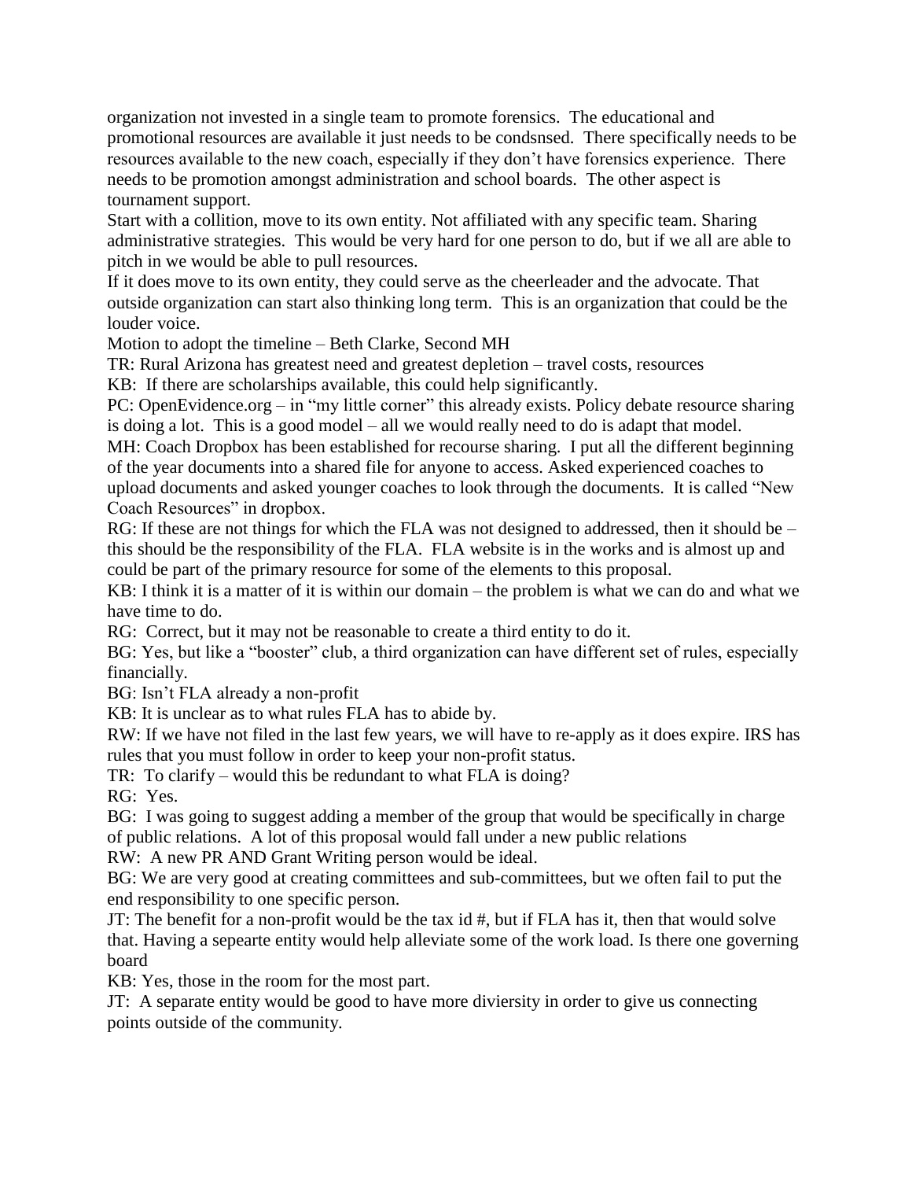organization not invested in a single team to promote forensics. The educational and promotional resources are available it just needs to be condsnsed. There specifically needs to be resources available to the new coach, especially if they don't have forensics experience. There needs to be promotion amongst administration and school boards. The other aspect is tournament support.

Start with a collition, move to its own entity. Not affiliated with any specific team. Sharing administrative strategies. This would be very hard for one person to do, but if we all are able to pitch in we would be able to pull resources.

If it does move to its own entity, they could serve as the cheerleader and the advocate. That outside organization can start also thinking long term. This is an organization that could be the louder voice.

Motion to adopt the timeline – Beth Clarke, Second MH

TR: Rural Arizona has greatest need and greatest depletion – travel costs, resources

KB: If there are scholarships available, this could help significantly.

PC: OpenEvidence.org – in "my little corner" this already exists. Policy debate resource sharing is doing a lot. This is a good model – all we would really need to do is adapt that model.

MH: Coach Dropbox has been established for recourse sharing. I put all the different beginning of the year documents into a shared file for anyone to access. Asked experienced coaches to upload documents and asked younger coaches to look through the documents. It is called "New Coach Resources" in dropbox.

RG: If these are not things for which the FLA was not designed to addressed, then it should be – this should be the responsibility of the FLA. FLA website is in the works and is almost up and could be part of the primary resource for some of the elements to this proposal.

KB: I think it is a matter of it is within our domain – the problem is what we can do and what we have time to do.

RG: Correct, but it may not be reasonable to create a third entity to do it.

BG: Yes, but like a "booster" club, a third organization can have different set of rules, especially financially.

BG: Isn't FLA already a non-profit

KB: It is unclear as to what rules FLA has to abide by.

RW: If we have not filed in the last few years, we will have to re-apply as it does expire. IRS has rules that you must follow in order to keep your non-profit status.

TR: To clarify – would this be redundant to what FLA is doing?

RG: Yes.

BG: I was going to suggest adding a member of the group that would be specifically in charge of public relations. A lot of this proposal would fall under a new public relations

RW: A new PR AND Grant Writing person would be ideal.

BG: We are very good at creating committees and sub-committees, but we often fail to put the end responsibility to one specific person.

JT: The benefit for a non-profit would be the tax id #, but if FLA has it, then that would solve that. Having a sepearte entity would help alleviate some of the work load. Is there one governing board

KB: Yes, those in the room for the most part.

JT: A separate entity would be good to have more diviersity in order to give us connecting points outside of the community.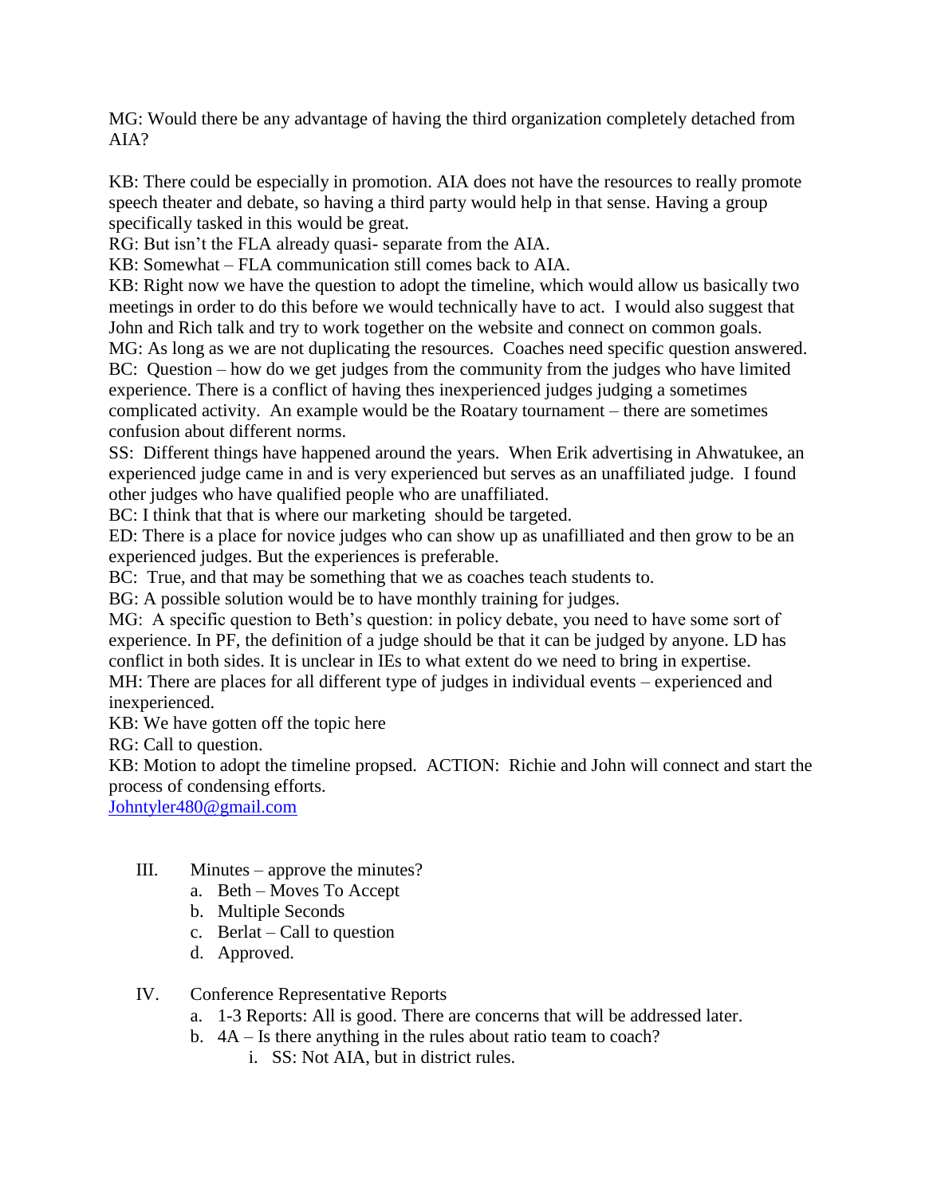MG: Would there be any advantage of having the third organization completely detached from AIA?

KB: There could be especially in promotion. AIA does not have the resources to really promote speech theater and debate, so having a third party would help in that sense. Having a group specifically tasked in this would be great.
RG: But isn't the FLA already quasi- separate from the AIA.
KB: Somewhat – FLA communication still comes back to AIA.
KB: Right now we have the question to adopt the timeline, which would allow us basically two meetings in order to do this before we would technically have to act. I would also suggest that John and Rich talk and try to work together on the website and connect on common goals.
MG: As long as we are not duplicating the resources. Coaches need specific question answered.
BC: Question – how do we get judges from the community from the judges who have limited experience. There is a conflict of having thes inexperienced judges judging a sometimes complicated activity. An example would be the Roatary tournament – there are sometimes confusion about different norms.
SS: Different things have happened around the years. When Erik advertising in Ahwatukee, an experienced judge came in and is very experienced but serves as an unaffiliated judge. I found other judges who have qualified people who are unaffiliated.
BC: I think that that is where our marketing should be targeted.
ED: There is a place for novice judges who can show up as unafilliated and then grow to be an experienced judges. But the experiences is preferable.
BC: True, and that may be something that we as coaches teach students to.
BG: A possible solution would be to have monthly training for judges.
MG: A specific question to Beth's question: in policy debate, you need to have some sort of experience. In PF, the definition of a judge should be that it can be judged by anyone. LD has conflict in both sides. It is unclear in IEs to what extent do we need to bring in expertise.
MH: There are places for all different type of judges in individual events – experienced and inexperienced.
KB: We have gotten off the topic here
RG: Call to question.
KB: Motion to adopt the timeline propsed. ACTION: Richie and John will connect and start the process of condensing efforts.
Johntyler480@gmail.com

III. Minutes – approve the minutes?
   a. Beth – Moves To Accept
   b. Multiple Seconds
   c. Berlat – Call to question
   d. Approved.

IV. Conference Representative Reports
   a. 1-3 Reports: All is good. There are concerns that will be addressed later.
   b. 4A – Is there anything in the rules about ratio team to coach?
      i. SS: Not AIA, but in district rules.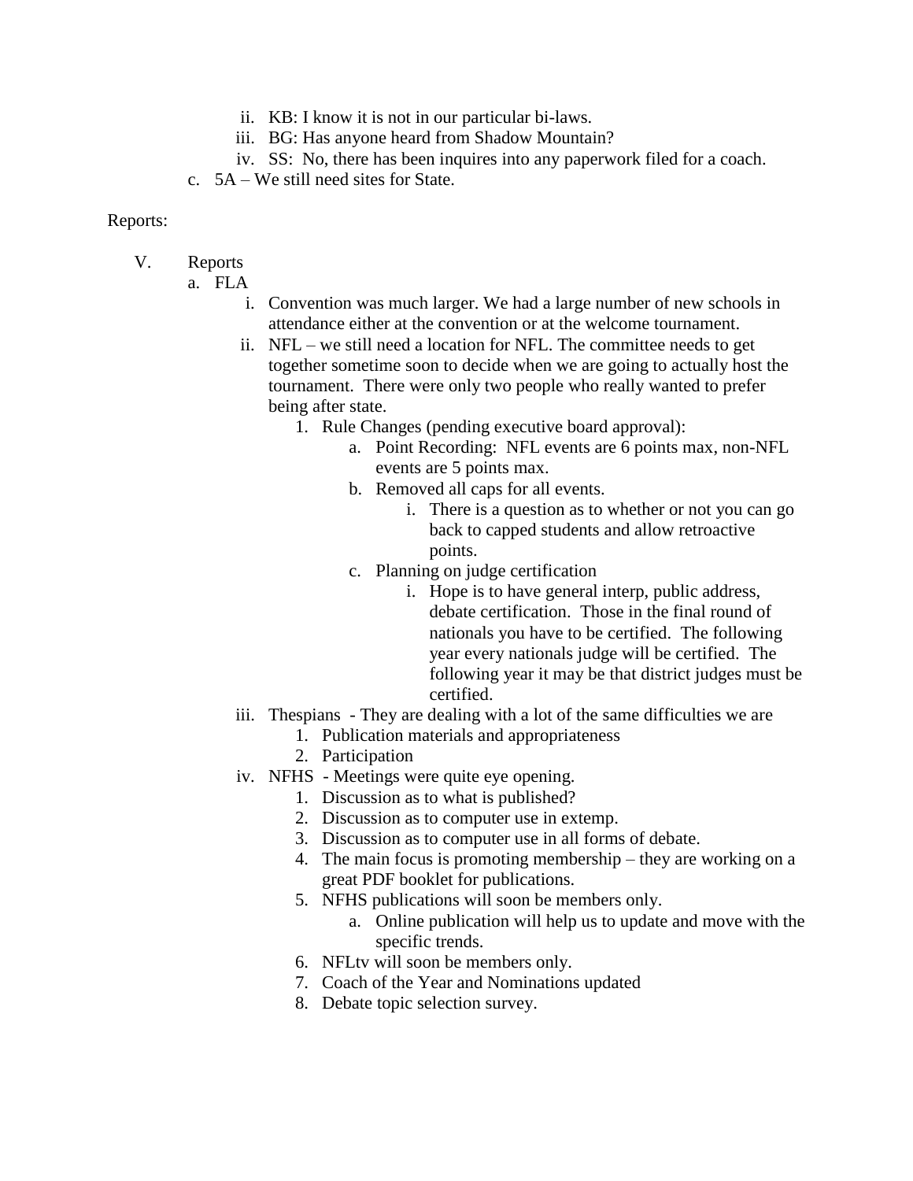ii. KB: I know it is not in our particular bi-laws.
   iii. BG: Has anyone heard from Shadow Mountain?
   iv. SS: No, there has been inquires into any paperwork filed for a coach.

c. 5A – We still need sites for State.

Reports:

V. Reports

a. FLA
   i. Convention was much larger. We had a large number of new schools in attendance either at the convention or at the welcome tournament.
   ii. NFL – we still need a location for NFL. The committee needs to get together sometime soon to decide when we are going to actually host the tournament. There were only two people who really wanted to prefer being after state.
      1. Rule Changes (pending executive board approval):
         a. Point Recording: NFL events are 6 points max, non-NFL events are 5 points max.
         b. Removed all caps for all events.
            i. There is a question as to whether or not you can go back to capped students and allow retroactive points.
         c. Planning on judge certification
            i. Hope is to have general interp, public address, debate certification. Those in the final round of nationals you have to be certified. The following year every nationals judge will be certified. The following year it may be that district judges must be certified.
   iii. Thespians - They are dealing with a lot of the same difficulties we are
      1. Publication materials and appropriateness
      2. Participation
   iv. NFHS - Meetings were quite eye opening.
      1. Discussion as to what is published?
      2. Discussion as to computer use in extemp.
      3. Discussion as to computer use in all forms of debate.
      4. The main focus is promoting membership – they are working on a great PDF booklet for publications.
      5. NFHS publications will soon be members only.
         a. Online publication will help us to update and move with the specific trends.
      6. NFLtv will soon be members only.
      7. Coach of the Year and Nominations updated
      8. Debate topic selection survey.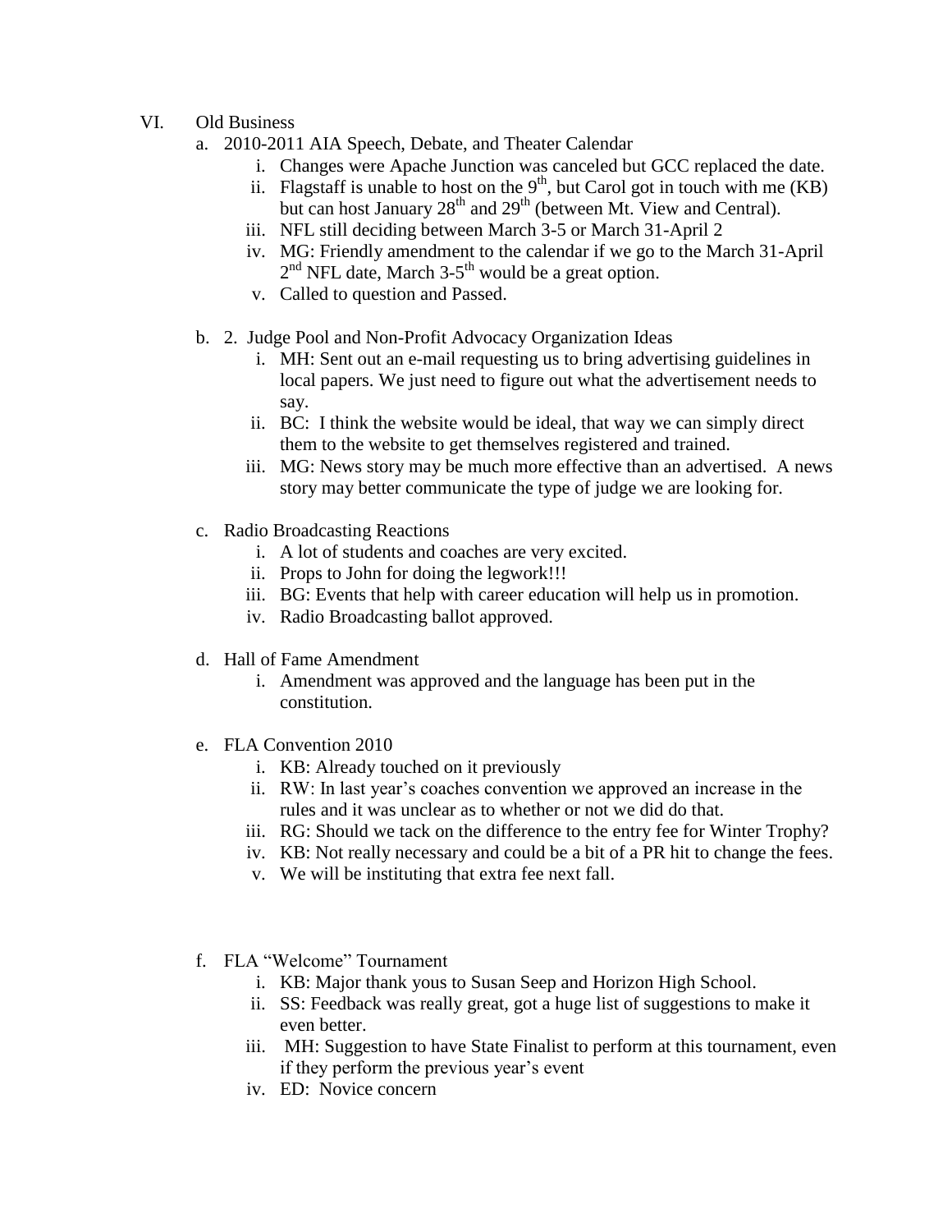VI. Old Business

a. 2010-2011 AIA Speech, Debate, and Theater Calendar
   i. Changes were Apache Junction was canceled but GCC replaced the date.
   ii. Flagstaff is unable to host on the 9th, but Carol got in touch with me (KB) but can host January 28th and 29th (between Mt. View and Central).
   iii. NFL still deciding between March 3-5 or March 31-April 2
   iv. MG: Friendly amendment to the calendar if we go to the March 31-April 2nd NFL date, March 3-5th would be a great option.
   v. Called to question and Passed.

b. 2. Judge Pool and Non-Profit Advocacy Organization Ideas
   i. MH: Sent out an e-mail requesting us to bring advertising guidelines in local papers. We just need to figure out what the advertisement needs to say.
   ii. BC: I think the website would be ideal, that way we can simply direct them to the website to get themselves registered and trained.
   iii. MG: News story may be much more effective than an advertised. A news story may better communicate the type of judge we are looking for.

c. Radio Broadcasting Reactions
   i. A lot of students and coaches are very excited.
   ii. Props to John for doing the legwork!!!
   iii. BG: Events that help with career education will help us in promotion.
   iv. Radio Broadcasting ballot approved.

d. Hall of Fame Amendment
   i. Amendment was approved and the language has been put in the constitution.

e. FLA Convention 2010
   i. KB: Already touched on it previously
   ii. RW: In last year's coaches convention we approved an increase in the rules and it was unclear as to whether or not we did do that.
   iii. RG: Should we tack on the difference to the entry fee for Winter Trophy?
   iv. KB: Not really necessary and could be a bit of a PR hit to change the fees.
   v. We will be instituting that extra fee next fall.

f. FLA "Welcome" Tournament
   i. KB: Major thank yous to Susan Seep and Horizon High School.
   ii. SS: Feedback was really great, got a huge list of suggestions to make it even better.
   iii. MH: Suggestion to have State Finalist to perform at this tournament, even if they perform the previous year's event
   iv. ED: Novice concern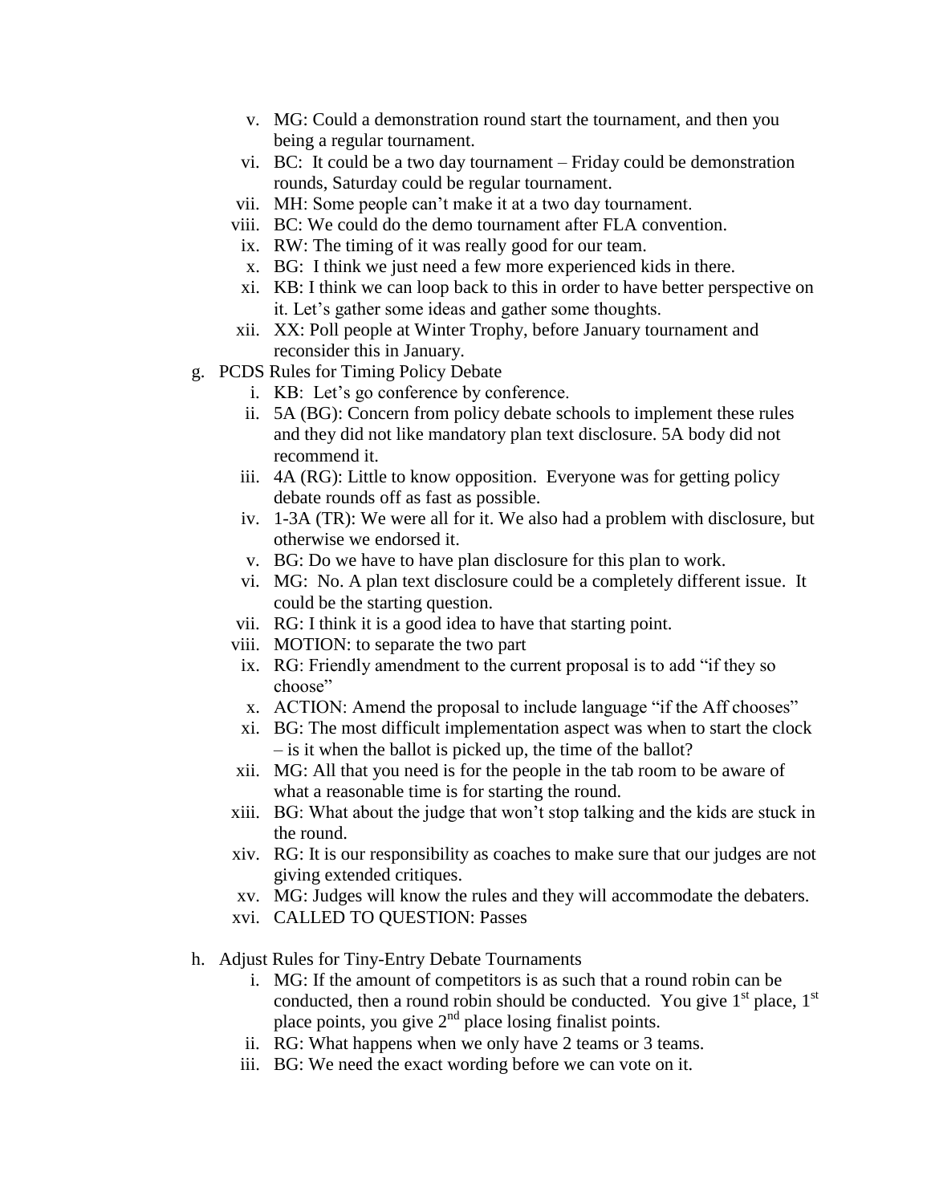v. MG: Could a demonstration round start the tournament, and then you being a regular tournament.
vi. BC: It could be a two day tournament – Friday could be demonstration rounds, Saturday could be regular tournament.
vii. MH: Some people can't make it at a two day tournament.
viii. BC: We could do the demo tournament after FLA convention.
ix. RW: The timing of it was really good for our team.
x. BG: I think we just need a few more experienced kids in there.
xi. KB: I think we can loop back to this in order to have better perspective on it. Let's gather some ideas and gather some thoughts.
xii. XX: Poll people at Winter Trophy, before January tournament and reconsider this in January.

g. PCDS Rules for Timing Policy Debate
   i. KB: Let's go conference by conference.
   ii. 5A (BG): Concern from policy debate schools to implement these rules and they did not like mandatory plan text disclosure. 5A body did not recommend it.
   iii. 4A (RG): Little to know opposition. Everyone was for getting policy debate rounds off as fast as possible.
   iv. 1-3A (TR): We were all for it. We also had a problem with disclosure, but otherwise we endorsed it.
   v. BG: Do we have to have plan disclosure for this plan to work.
   vi. MG: No. A plan text disclosure could be a completely different issue. It could be the starting question.
   vii. RG: I think it is a good idea to have that starting point.
   viii. MOTION: to separate the two part
   ix. RG: Friendly amendment to the current proposal is to add "if they so choose"
   x. ACTION: Amend the proposal to include language "if the Aff chooses"
   xi. BG: The most difficult implementation aspect was when to start the clock – is it when the ballot is picked up, the time of the ballot?
   xii. MG: All that you need is for the people in the tab room to be aware of what a reasonable time is for starting the round.
   xiii. BG: What about the judge that won't stop talking and the kids are stuck in the round.
   xiv. RG: It is our responsibility as coaches to make sure that our judges are not giving extended critiques.
   xv. MG: Judges will know the rules and they will accommodate the debaters.
   xvi. CALLED TO QUESTION: Passes

h. Adjust Rules for Tiny-Entry Debate Tournaments
   i. MG: If the amount of competitors is as such that a round robin can be conducted, then a round robin should be conducted. You give 1st place, 1st place points, you give 2nd place losing finalist points.
   ii. RG: What happens when we only have 2 teams or 3 teams.
   iii. BG: We need the exact wording before we can vote on it.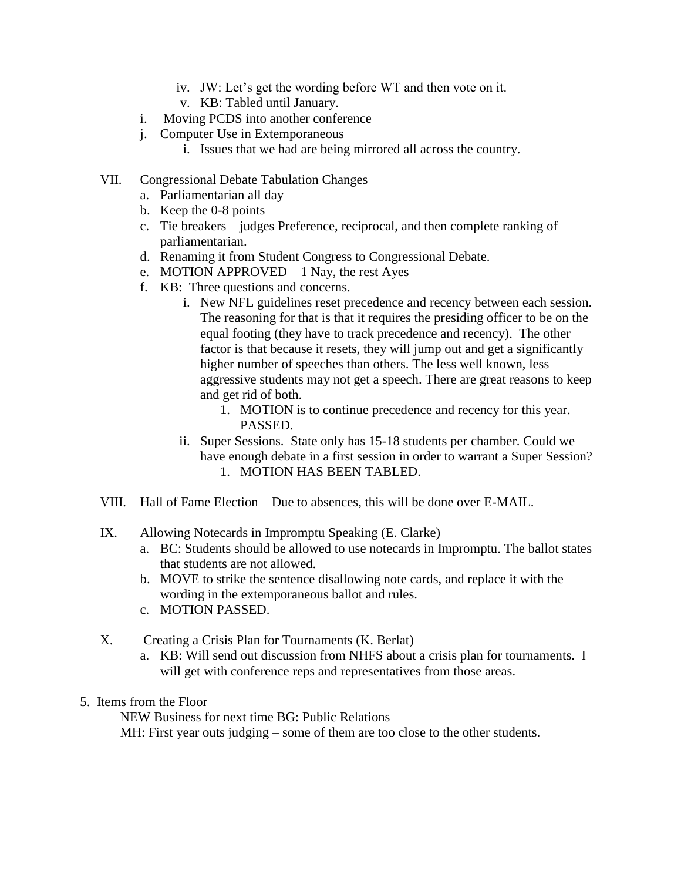iv. JW: Let's get the wording before WT and then vote on it.
   v. KB: Tabled until January.

i. Moving PCDS into another conference

j. Computer Use in Extemporaneous

   i. Issues that we had are being mirrored all across the country.

VII. Congressional Debate Tabulation Changes

   a. Parliamentarian all day
   b. Keep the 0-8 points
   c. Tie breakers – judges Preference, reciprocal, and then complete ranking of parliamentarian.
   d. Renaming it from Student Congress to Congressional Debate.
   e. MOTION APPROVED – 1 Nay, the rest Ayes
   f. KB: Three questions and concerns.
      i. New NFL guidelines reset precedence and recency between each session. The reasoning for that is that it requires the presiding officer to be on the equal footing (they have to track precedence and recency). The other factor is that because it resets, they will jump out and get a significantly higher number of speeches than others. The less well known, less aggressive students may not get a speech. There are great reasons to keep and get rid of both.
         1. MOTION is to continue precedence and recency for this year. PASSED.
      ii. Super Sessions. State only has 15-18 students per chamber. Could we have enough debate in a first session in order to warrant a Super Session?
         1. MOTION HAS BEEN TABLED.

VIII. Hall of Fame Election – Due to absences, this will be done over E-MAIL.

IX. Allowing Notecards in Impromptu Speaking (E. Clarke)

   a. BC: Students should be allowed to use notecards in Impromptu. The ballot states that students are not allowed.
   b. MOVE to strike the sentence disallowing note cards, and replace it with the wording in the extemporaneous ballot and rules.
   c. MOTION PASSED.

X. Creating a Crisis Plan for Tournaments (K. Berlat)

   a. KB: Will send out discussion from NHFS about a crisis plan for tournaments. I will get with conference reps and representatives from those areas.

5. Items from the Floor

   NEW Business for next time BG: Public Relations

   MH: First year outs judging – some of them are too close to the other students.